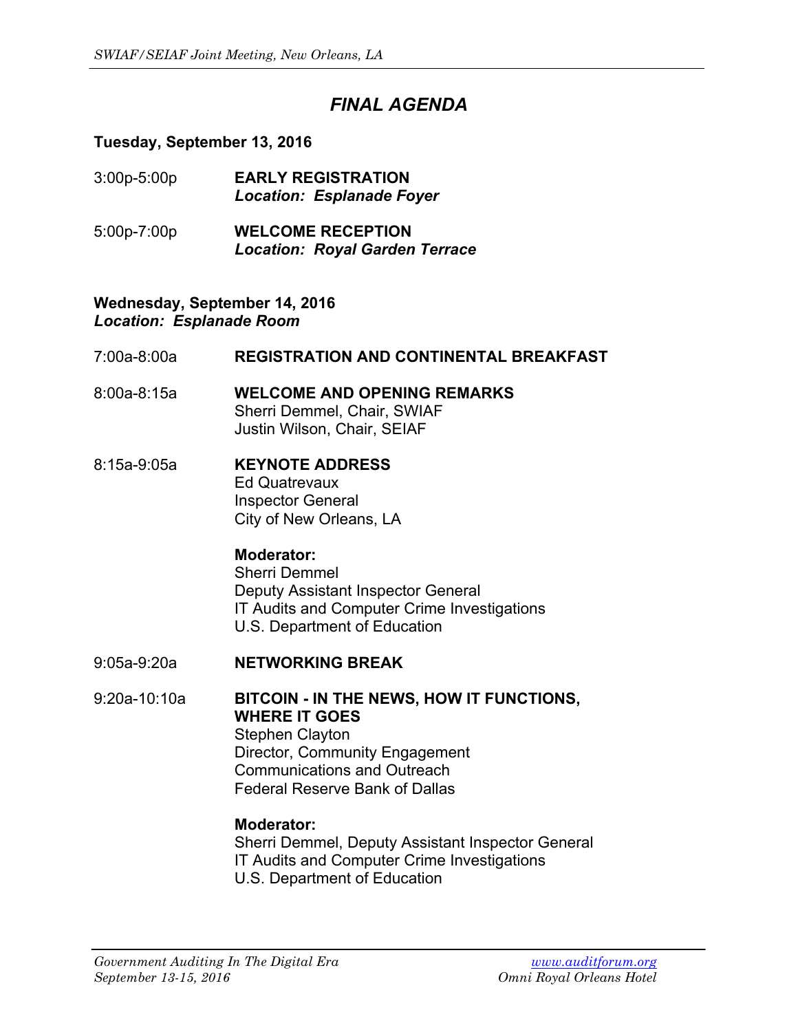# *FINAL AGENDA*

**Tuesday, September 13, 2016**

3:00p-5:00p **EARLY REGISTRATION**
***Location: Esplanade Foyer***

5:00p-7:00p **WELCOME RECEPTION**
***Location: Royal Garden Terrace***

**Wednesday, September 14, 2016**
***Location: Esplanade Room***

7:00a-8:00a **REGISTRATION AND CONTINENTAL BREAKFAST**

8:00a-8:15a **WELCOME AND OPENING REMARKS**
Sherri Demmel, Chair, SWIAF
Justin Wilson, Chair, SEIAF

8:15a-9:05a **KEYNOTE ADDRESS**
Ed Quatrevaux
Inspector General
City of New Orleans, LA

**Moderator:**
Sherri Demmel
Deputy Assistant Inspector General
IT Audits and Computer Crime Investigations
U.S. Department of Education

9:05a-9:20a **NETWORKING BREAK**

9:20a-10:10a **BITCOIN - IN THE NEWS, HOW IT FUNCTIONS, WHERE IT GOES**
Stephen Clayton
Director, Community Engagement
Communications and Outreach
Federal Reserve Bank of Dallas

**Moderator:**
Sherri Demmel, Deputy Assistant Inspector General
IT Audits and Computer Crime Investigations
U.S. Department of Education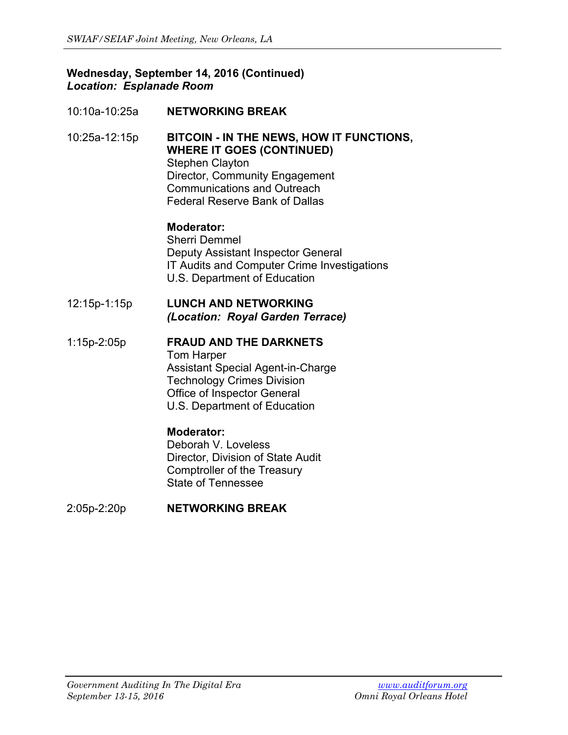**Wednesday, September 14, 2016 (Continued)**
***Location: Esplanade Room***

10:10a-10:25a **NETWORKING BREAK**

10:25a-12:15p **BITCOIN - IN THE NEWS, HOW IT FUNCTIONS, WHERE IT GOES (CONTINUED)**
Stephen Clayton
Director, Community Engagement
Communications and Outreach
Federal Reserve Bank of Dallas

**Moderator:**
Sherri Demmel
Deputy Assistant Inspector General
IT Audits and Computer Crime Investigations
U.S. Department of Education

12:15p-1:15p **LUNCH AND NETWORKING**
***(Location: Royal Garden Terrace)***

1:15p-2:05p **FRAUD AND THE DARKNETS**
Tom Harper
Assistant Special Agent-in-Charge
Technology Crimes Division
Office of Inspector General
U.S. Department of Education

**Moderator:**
Deborah V. Loveless
Director, Division of State Audit
Comptroller of the Treasury
State of Tennessee

2:05p-2:20p **NETWORKING BREAK**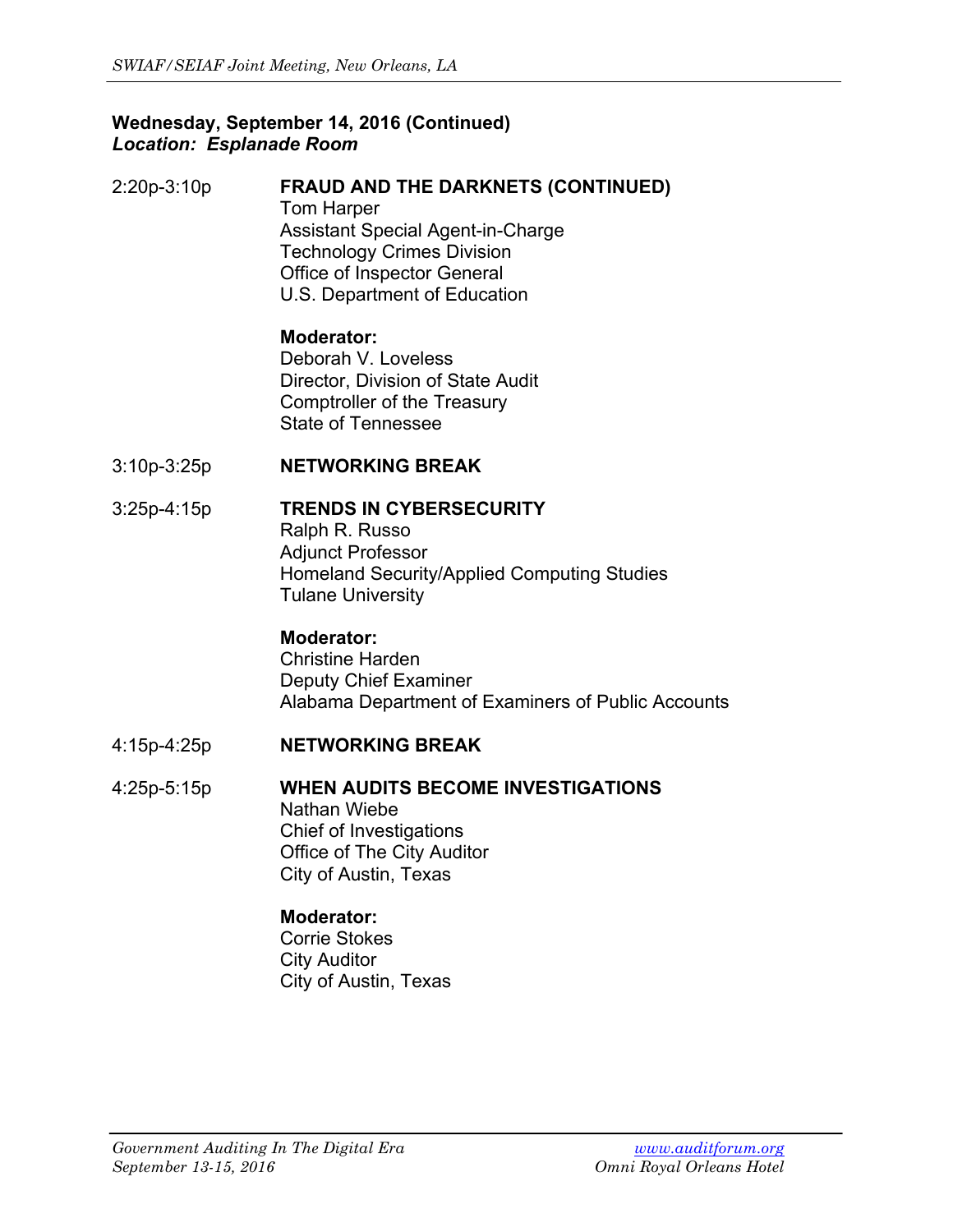**Wednesday, September 14, 2016 (Continued)**
***Location: Esplanade Room***

2:20p-3:10p **FRAUD AND THE DARKNETS (CONTINUED)**
Tom Harper
Assistant Special Agent-in-Charge
Technology Crimes Division
Office of Inspector General
U.S. Department of Education

**Moderator:**
Deborah V. Loveless
Director, Division of State Audit
Comptroller of the Treasury
State of Tennessee

3:10p-3:25p **NETWORKING BREAK**

3:25p-4:15p **TRENDS IN CYBERSECURITY**
Ralph R. Russo
Adjunct Professor
Homeland Security/Applied Computing Studies
Tulane University

**Moderator:**
Christine Harden
Deputy Chief Examiner
Alabama Department of Examiners of Public Accounts

4:15p-4:25p **NETWORKING BREAK**

4:25p-5:15p **WHEN AUDITS BECOME INVESTIGATIONS**
Nathan Wiebe
Chief of Investigations
Office of The City Auditor
City of Austin, Texas

**Moderator:**
Corrie Stokes
City Auditor
City of Austin, Texas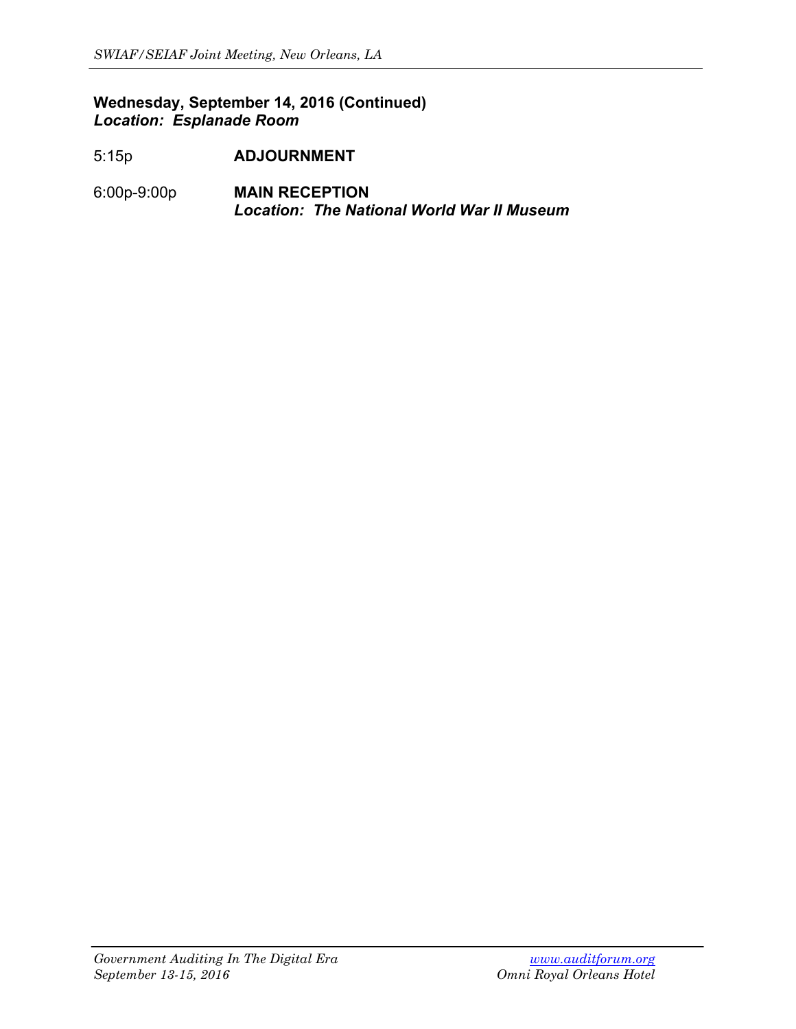**Wednesday, September 14, 2016 (Continued)**
***Location: Esplanade Room***

5:15p **ADJOURNMENT**

6:00p-9:00p **MAIN RECEPTION**
***Location: The National World War II Museum***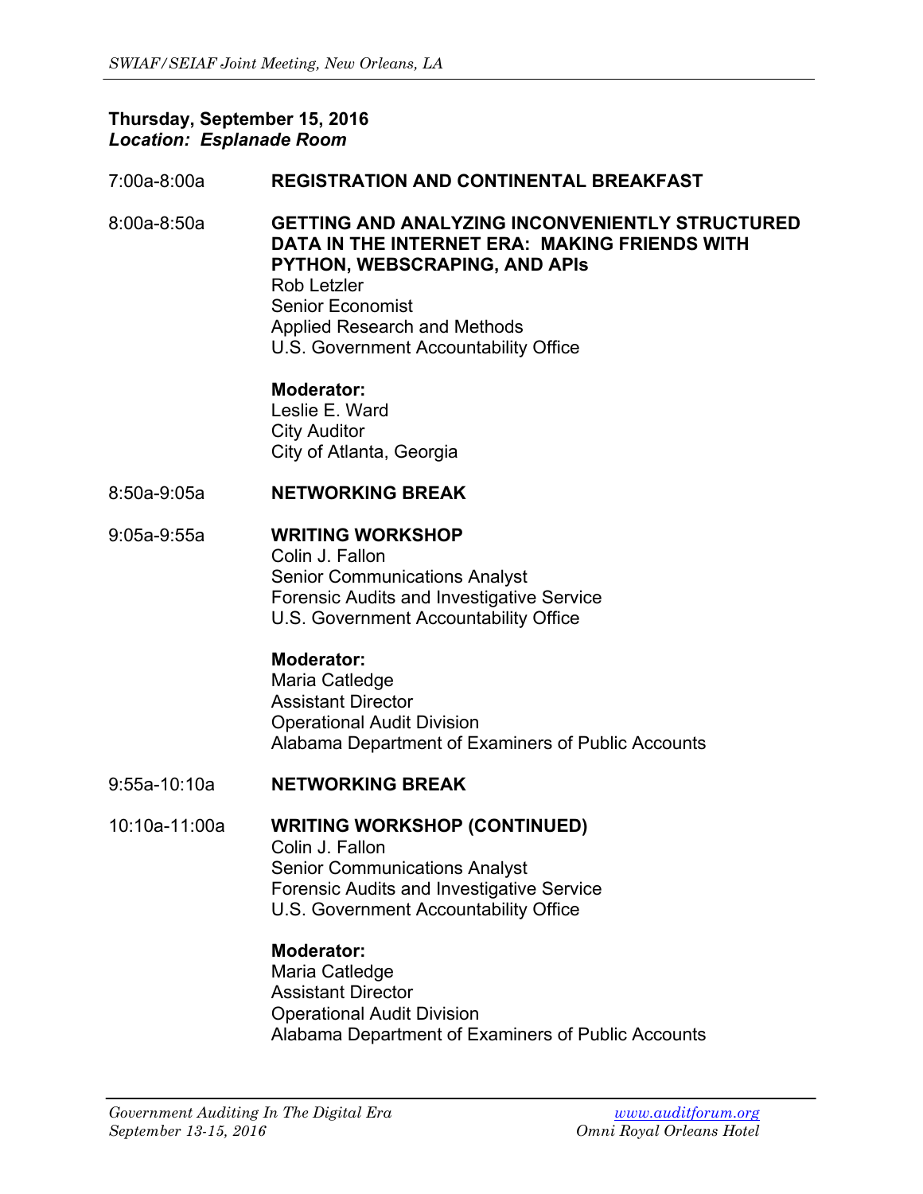**Thursday, September 15, 2016**
***Location: Esplanade Room***

| | |
|---|---|
| 7:00a-8:00a | **REGISTRATION AND CONTINENTAL BREAKFAST** |
| 8:00a-8:50a | **GETTING AND ANALYZING INCONVENIENTLY STRUCTURED DATA IN THE INTERNET ERA: MAKING FRIENDS WITH PYTHON, WEBSCRAPING, AND APIs**<br>Rob Letzler<br>Senior Economist<br>Applied Research and Methods<br>U.S. Government Accountability Office<br><br>**Moderator:**<br>Leslie E. Ward<br>City Auditor<br>City of Atlanta, Georgia |
| 8:50a-9:05a | **NETWORKING BREAK** |
| 9:05a-9:55a | **WRITING WORKSHOP**<br>Colin J. Fallon<br>Senior Communications Analyst<br>Forensic Audits and Investigative Service<br>U.S. Government Accountability Office<br><br>**Moderator:**<br>Maria Catledge<br>Assistant Director<br>Operational Audit Division<br>Alabama Department of Examiners of Public Accounts |
| 9:55a-10:10a | **NETWORKING BREAK** |
| 10:10a-11:00a | **WRITING WORKSHOP (CONTINUED)**<br>Colin J. Fallon<br>Senior Communications Analyst<br>Forensic Audits and Investigative Service<br>U.S. Government Accountability Office<br><br>**Moderator:**<br>Maria Catledge<br>Assistant Director<br>Operational Audit Division<br>Alabama Department of Examiners of Public Accounts |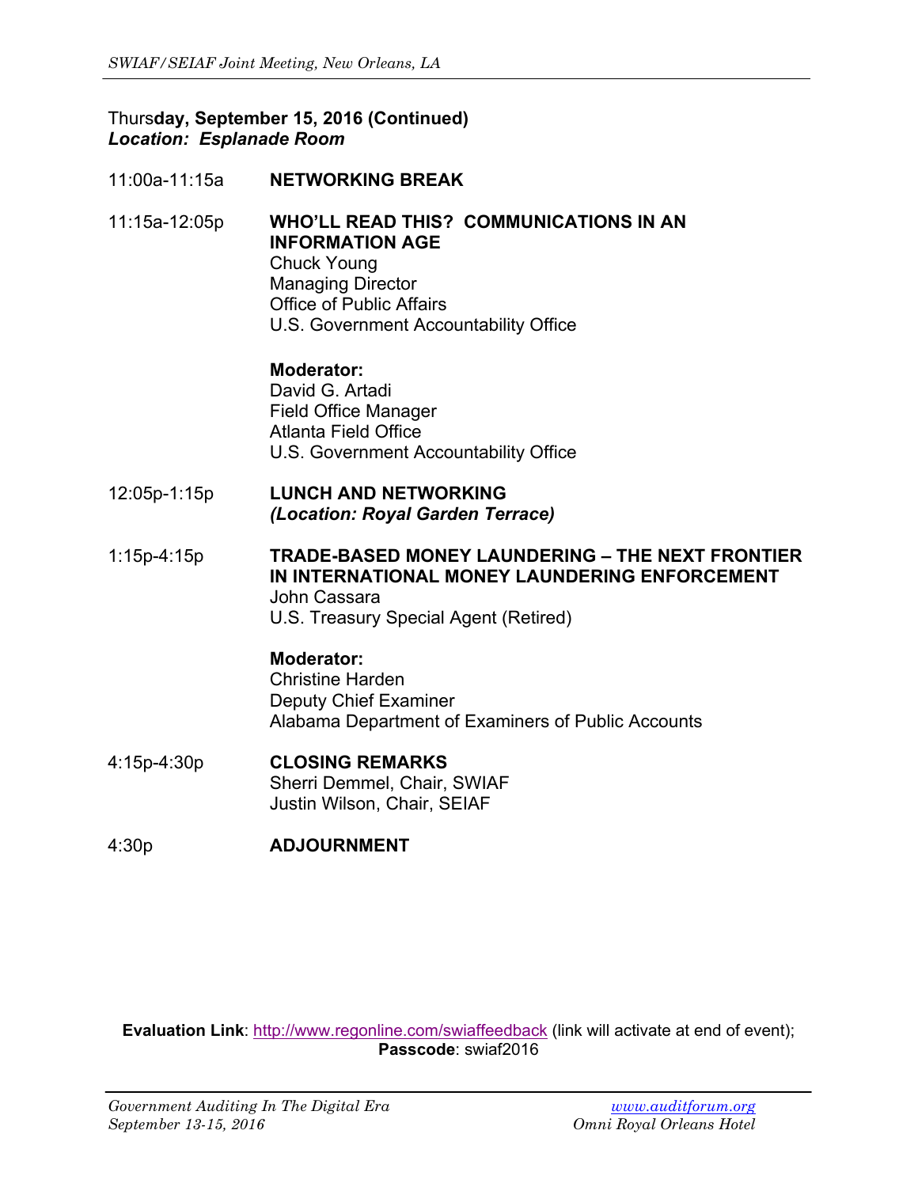**Thursday, September 15, 2016 (Continued)**
***Location: Esplanade Room***

| | |
|---|---|
| 11:00a-11:15a | **NETWORKING BREAK** |
| 11:15a-12:05p | **WHO'LL READ THIS? COMMUNICATIONS IN AN INFORMATION AGE**<br>Chuck Young<br>Managing Director<br>Office of Public Affairs<br>U.S. Government Accountability Office<br><br>**Moderator:**<br>David G. Artadi<br>Field Office Manager<br>Atlanta Field Office<br>U.S. Government Accountability Office |
| 12:05p-1:15p | **LUNCH AND NETWORKING**<br>***(Location: Royal Garden Terrace)*** |
| 1:15p-4:15p | **TRADE-BASED MONEY LAUNDERING – THE NEXT FRONTIER IN INTERNATIONAL MONEY LAUNDERING ENFORCEMENT**<br>John Cassara<br>U.S. Treasury Special Agent (Retired)<br><br>**Moderator:**<br>Christine Harden<br>Deputy Chief Examiner<br>Alabama Department of Examiners of Public Accounts |
| 4:15p-4:30p | **CLOSING REMARKS**<br>Sherri Demmel, Chair, SWIAF<br>Justin Wilson, Chair, SEIAF |
| 4:30p | **ADJOURNMENT** |

**Evaluation Link**: http://www.regonline.com/swiaffeedback (link will activate at end of event); **Passcode**: swiaf2016